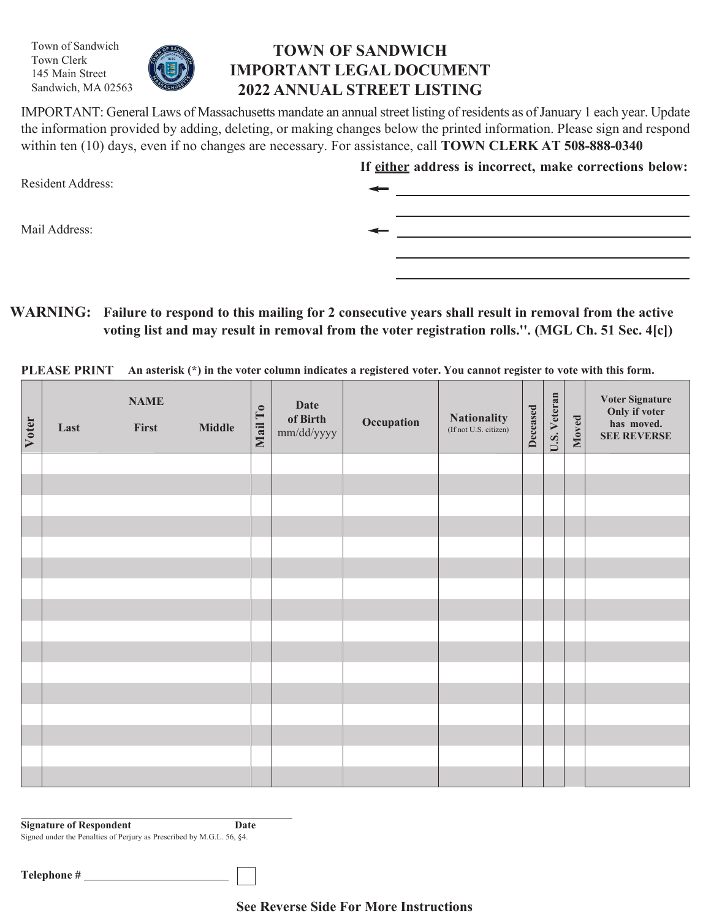Town of Sandwich
Town Clerk
145 Main Street
Sandwich, MA 02563

# TOWN OF SANDWICH
# IMPORTANT LEGAL DOCUMENT
# 2022 ANNUAL STREET LISTING

IMPORTANT: General Laws of Massachusetts mandate an annual street listing of residents as of January 1 each year. Update the information provided by adding, deleting, or making changes below the printed information. Please sign and respond within ten (10) days, even if no changes are necessary. For assistance, call **TOWN CLERK AT 508-888-0340**

**If either address is incorrect, make corrections below:**

Resident Address: ← ______________________________

______________________________

Mail Address: ← ______________________________

______________________________

______________________________

**WARNING: Failure to respond to this mailing for 2 consecutive years shall result in removal from the active voting list and may result in removal from the voter registration rolls.''. (MGL Ch. 51 Sec. 4[c])**

**PLEASE PRINT** **An asterisk (*) in the voter column indicates a registered voter. You cannot register to vote with this form.**

| Voter | NAME Last | First | Middle | Mail To | Date of Birth mm/dd/yyyy | Occupation | Nationality (If not U.S. citizen) | Deceased | U.S. Veteran | Moved | Voter Signature Only if voter has moved. SEE REVERSE |
|---|---|---|---|---|---|---|---|---|---|---|---|
| | | | | | | | | | | | |
| | | | | | | | | | | | |
| | | | | | | | | | | | |
| | | | | | | | | | | | |
| | | | | | | | | | | | |
| | | | | | | | | | | | |
| | | | | | | | | | | | |
| | | | | | | | | | | | |
| | | | | | | | | | | | |
| | | | | | | | | | | | |
| | | | | | | | | | | | |
| | | | | | | | | | | | |
| | | | | | | | | | | | |
| | | | | | | | | | | | |
| | | | | | | | | | | | |
| | | | | | | | | | | | |

______________________________

**Signature of Respondent** **Date**

Signed under the Penalties of Perjury as Prescribed by M.G.L. 56, §4.

**Telephone #** ______________________ ☐

**See Reverse Side For More Instructions**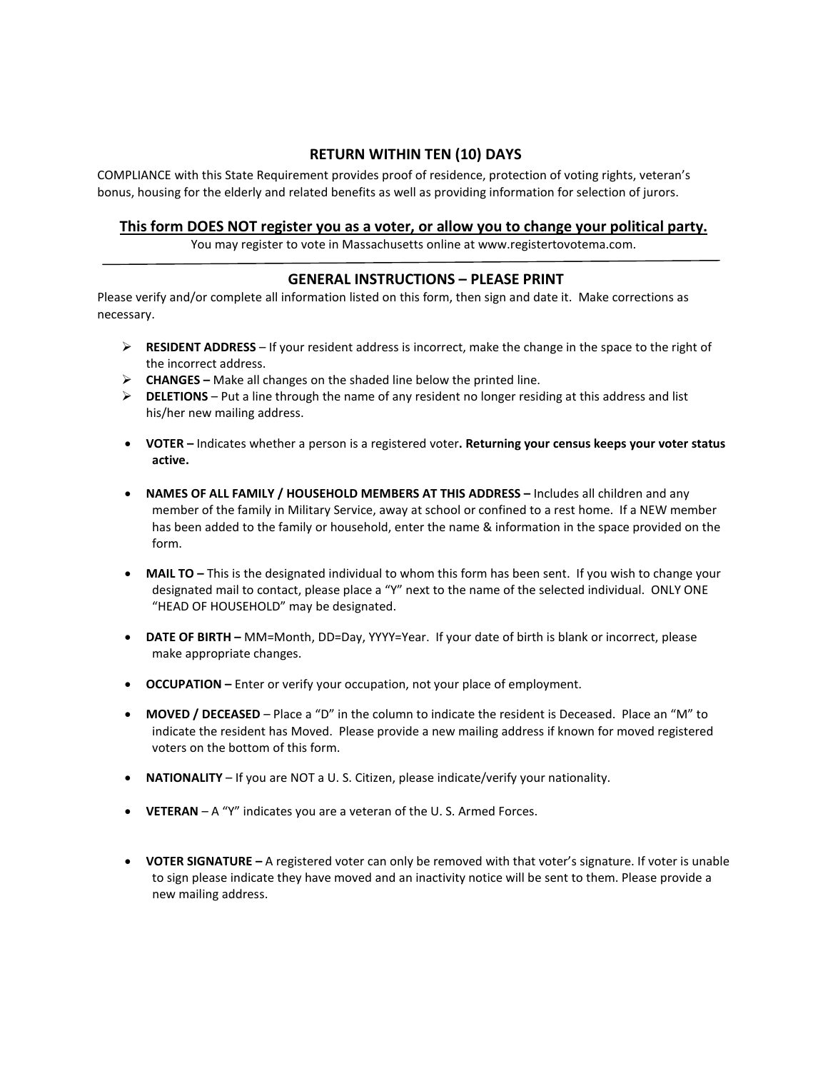## RETURN WITHIN TEN (10) DAYS

COMPLIANCE with this State Requirement provides proof of residence, protection of voting rights, veteran's bonus, housing for the elderly and related benefits as well as providing information for selection of jurors.

### <u>This form DOES NOT register you as a voter, or allow you to change your political party.</u>

You may register to vote in Massachusetts online at www.registertovotema.com.

---

## GENERAL INSTRUCTIONS – PLEASE PRINT

Please verify and/or complete all information listed on this form, then sign and date it. Make corrections as necessary.

- **RESIDENT ADDRESS** – If your resident address is incorrect, make the change in the space to the right of the incorrect address.
- **CHANGES –** Make all changes on the shaded line below the printed line.
- **DELETIONS** – Put a line through the name of any resident no longer residing at this address and list his/her new mailing address.

- **VOTER –** Indicates whether a person is a registered voter**. Returning your census keeps your voter status active.**
- **NAMES OF ALL FAMILY / HOUSEHOLD MEMBERS AT THIS ADDRESS –** Includes all children and any member of the family in Military Service, away at school or confined to a rest home. If a NEW member has been added to the family or household, enter the name & information in the space provided on the form.
- **MAIL TO –** This is the designated individual to whom this form has been sent. If you wish to change your designated mail to contact, please place a "Y" next to the name of the selected individual. ONLY ONE "HEAD OF HOUSEHOLD" may be designated.
- **DATE OF BIRTH –** MM=Month, DD=Day, YYYY=Year. If your date of birth is blank or incorrect, please make appropriate changes.
- **OCCUPATION –** Enter or verify your occupation, not your place of employment.
- **MOVED / DECEASED** – Place a "D" in the column to indicate the resident is Deceased. Place an "M" to indicate the resident has Moved. Please provide a new mailing address if known for moved registered voters on the bottom of this form.
- **NATIONALITY** – If you are NOT a U. S. Citizen, please indicate/verify your nationality.
- **VETERAN** – A "Y" indicates you are a veteran of the U. S. Armed Forces.
- **VOTER SIGNATURE –** A registered voter can only be removed with that voter's signature. If voter is unable to sign please indicate they have moved and an inactivity notice will be sent to them. Please provide a new mailing address.